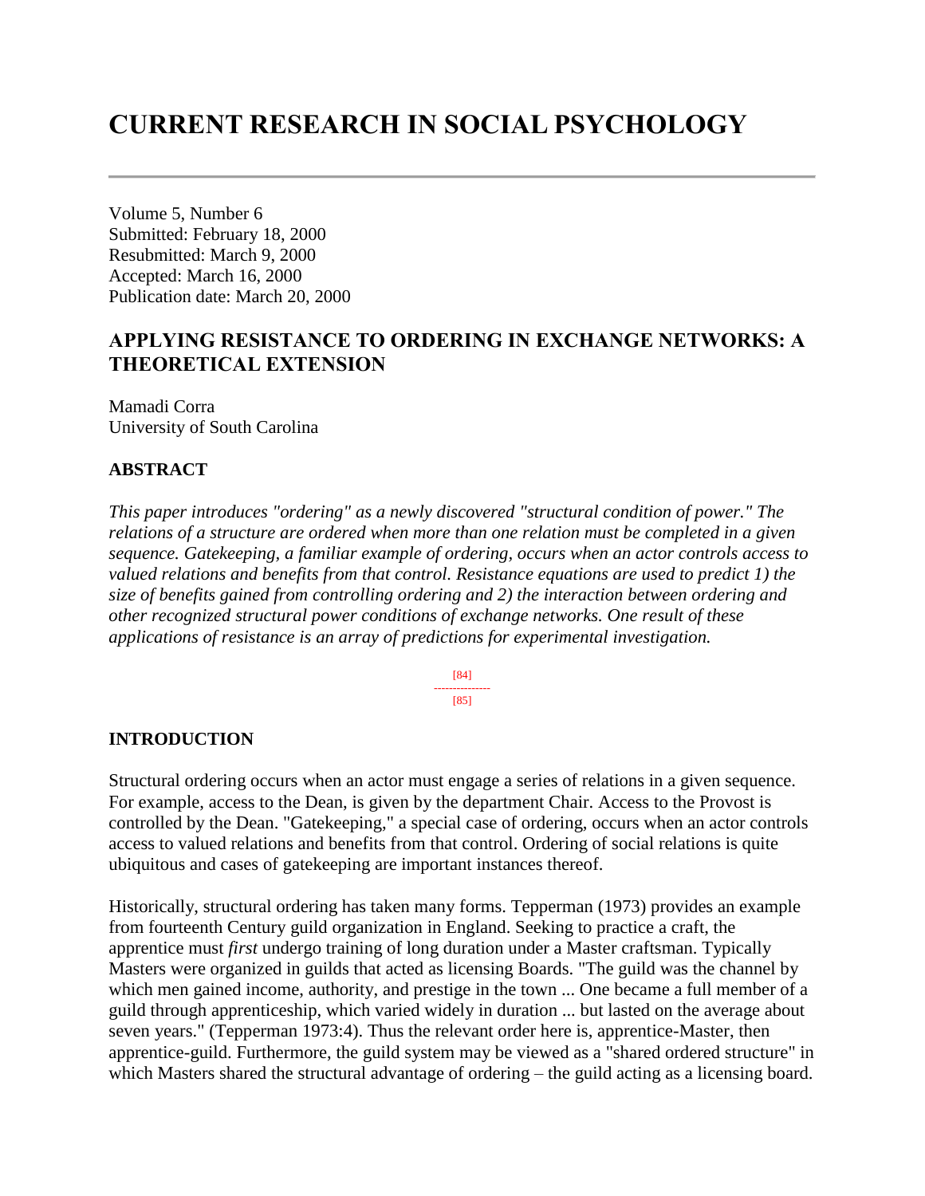# CURRENT RESEARCH IN SOCIAL PSYCHOLOGY

---

Volume 5, Number 6
Submitted: February 18, 2000
Resubmitted: March 9, 2000
Accepted: March 16, 2000
Publication date: March 20, 2000

## APPLYING RESISTANCE TO ORDERING IN EXCHANGE NETWORKS: A THEORETICAL EXTENSION

Mamadi Corra
University of South Carolina

### ABSTRACT

*This paper introduces "ordering" as a newly discovered "structural condition of power." The relations of a structure are ordered when more than one relation must be completed in a given sequence. Gatekeeping, a familiar example of ordering, occurs when an actor controls access to valued relations and benefits from that control. Resistance equations are used to predict 1) the size of benefits gained from controlling ordering and 2) the interaction between ordering and other recognized structural power conditions of exchange networks. One result of these applications of resistance is an array of predictions for experimental investigation.*

### INTRODUCTION

Structural ordering occurs when an actor must engage a series of relations in a given sequence. For example, access to the Dean, is given by the department Chair. Access to the Provost is controlled by the Dean. "Gatekeeping," a special case of ordering, occurs when an actor controls access to valued relations and benefits from that control. Ordering of social relations is quite ubiquitous and cases of gatekeeping are important instances thereof.

Historically, structural ordering has taken many forms. Tepperman (1973) provides an example from fourteenth Century guild organization in England. Seeking to practice a craft, the apprentice must *first* undergo training of long duration under a Master craftsman. Typically Masters were organized in guilds that acted as licensing Boards. "The guild was the channel by which men gained income, authority, and prestige in the town ... One became a full member of a guild through apprenticeship, which varied widely in duration ... but lasted on the average about seven years." (Tepperman 1973:4). Thus the relevant order here is, apprentice-Master, then apprentice-guild. Furthermore, the guild system may be viewed as a "shared ordered structure" in which Masters shared the structural advantage of ordering – the guild acting as a licensing board.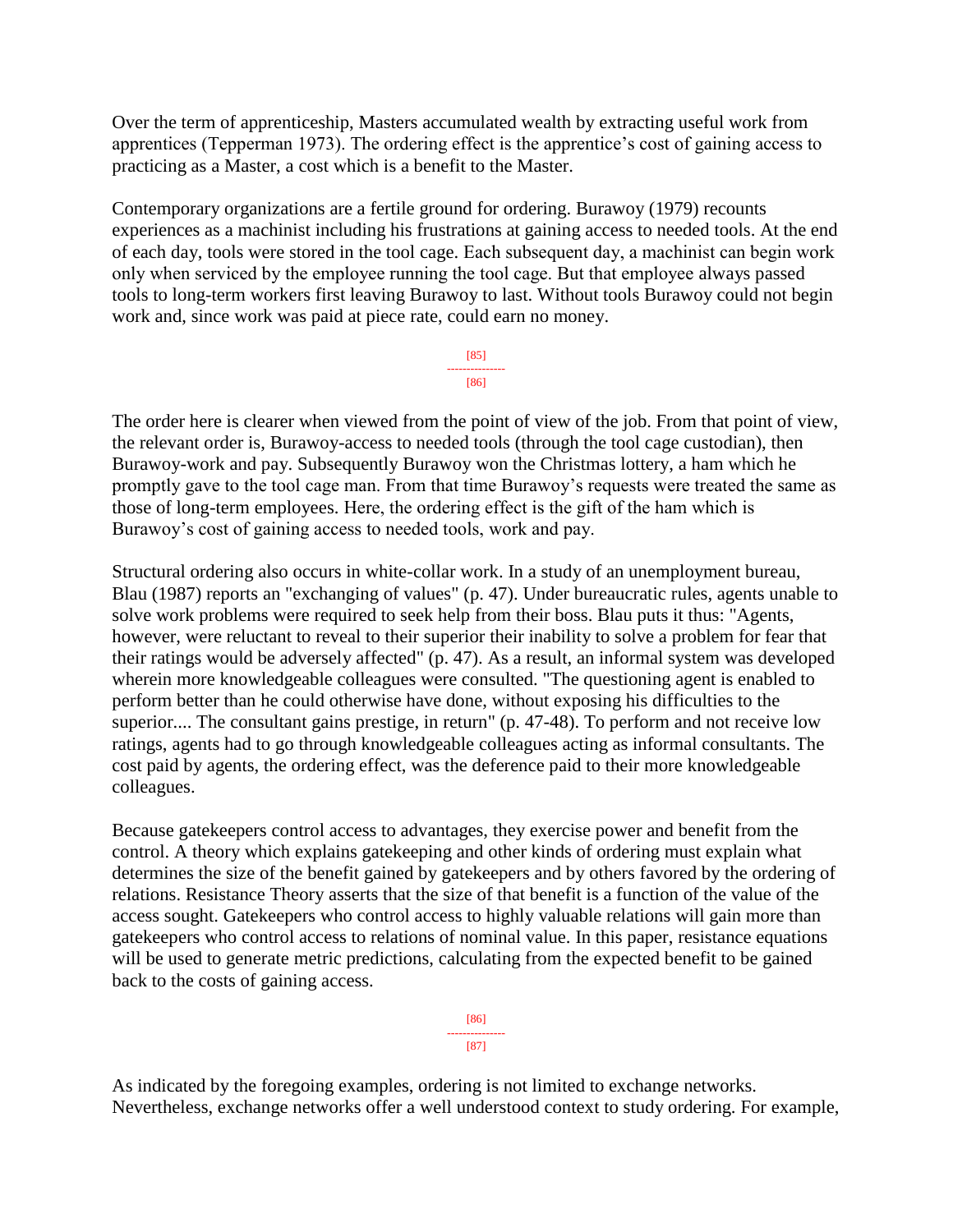Over the term of apprenticeship, Masters accumulated wealth by extracting useful work from apprentices (Tepperman 1973). The ordering effect is the apprentice's cost of gaining access to practicing as a Master, a cost which is a benefit to the Master.

Contemporary organizations are a fertile ground for ordering. Burawoy (1979) recounts experiences as a machinist including his frustrations at gaining access to needed tools. At the end of each day, tools were stored in the tool cage. Each subsequent day, a machinist can begin work only when serviced by the employee running the tool cage. But that employee always passed tools to long-term workers first leaving Burawoy to last. Without tools Burawoy could not begin work and, since work was paid at piece rate, could earn no money.

The order here is clearer when viewed from the point of view of the job. From that point of view, the relevant order is, Burawoy-access to needed tools (through the tool cage custodian), then Burawoy-work and pay. Subsequently Burawoy won the Christmas lottery, a ham which he promptly gave to the tool cage man. From that time Burawoy's requests were treated the same as those of long-term employees. Here, the ordering effect is the gift of the ham which is Burawoy's cost of gaining access to needed tools, work and pay.

Structural ordering also occurs in white-collar work. In a study of an unemployment bureau, Blau (1987) reports an "exchanging of values" (p. 47). Under bureaucratic rules, agents unable to solve work problems were required to seek help from their boss. Blau puts it thus: "Agents, however, were reluctant to reveal to their superior their inability to solve a problem for fear that their ratings would be adversely affected" (p. 47). As a result, an informal system was developed wherein more knowledgeable colleagues were consulted. "The questioning agent is enabled to perform better than he could otherwise have done, without exposing his difficulties to the superior.... The consultant gains prestige, in return" (p. 47-48). To perform and not receive low ratings, agents had to go through knowledgeable colleagues acting as informal consultants. The cost paid by agents, the ordering effect, was the deference paid to their more knowledgeable colleagues.

Because gatekeepers control access to advantages, they exercise power and benefit from the control. A theory which explains gatekeeping and other kinds of ordering must explain what determines the size of the benefit gained by gatekeepers and by others favored by the ordering of relations. Resistance Theory asserts that the size of that benefit is a function of the value of the access sought. Gatekeepers who control access to highly valuable relations will gain more than gatekeepers who control access to relations of nominal value. In this paper, resistance equations will be used to generate metric predictions, calculating from the expected benefit to be gained back to the costs of gaining access.

As indicated by the foregoing examples, ordering is not limited to exchange networks. Nevertheless, exchange networks offer a well understood context to study ordering. For example,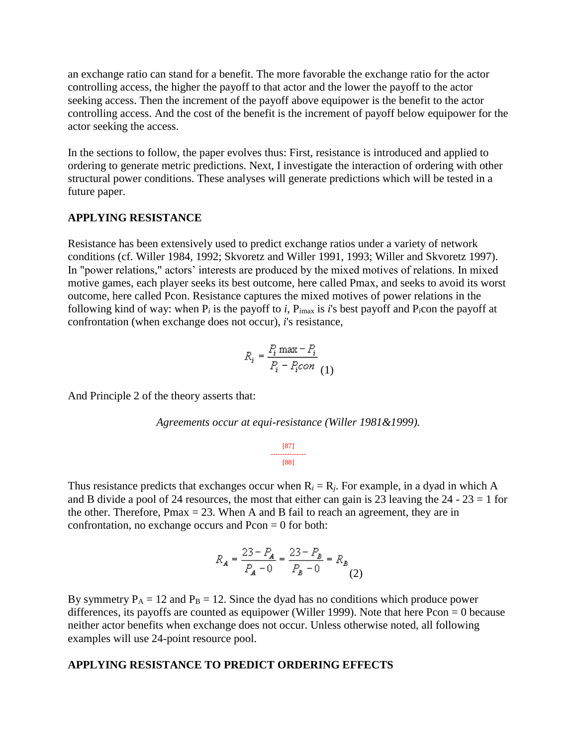an exchange ratio can stand for a benefit. The more favorable the exchange ratio for the actor controlling access, the higher the payoff to that actor and the lower the payoff to the actor seeking access. Then the increment of the payoff above equipower is the benefit to the actor controlling access. And the cost of the benefit is the increment of payoff below equipower for the actor seeking the access.

In the sections to follow, the paper evolves thus: First, resistance is introduced and applied to ordering to generate metric predictions. Next, I investigate the interaction of ordering with other structural power conditions. These analyses will generate predictions which will be tested in a future paper.

## APPLYING RESISTANCE

Resistance has been extensively used to predict exchange ratios under a variety of network conditions (cf. Willer 1984, 1992; Skvoretz and Willer 1991, 1993; Willer and Skvoretz 1997). In "power relations," actors' interests are produced by the mixed motives of relations. In mixed motive games, each player seeks its best outcome, here called Pmax, and seeks to avoid its worst outcome, here called Pcon. Resistance captures the mixed motives of power relations in the following kind of way: when $P_i$ is the payoff to $i$, $P_{i\max}$ is $i$'s best payoff and $P_i$con the payoff at confrontation (when exchange does not occur), $i$'s resistance,

$$R_i = \frac{P_i \max - P_i}{P_i - P_i con} \quad (1)$$

And Principle 2 of the theory asserts that:

*Agreements occur at equi-resistance (Willer 1981&1999).*

Thus resistance predicts that exchanges occur when $R_i = R_j$. For example, in a dyad in which A and B divide a pool of 24 resources, the most that either can gain is 23 leaving the 24 - 23 = 1 for the other. Therefore, Pmax = 23. When A and B fail to reach an agreement, they are in confrontation, no exchange occurs and Pcon = 0 for both:

$$R_A = \frac{23 - P_A}{P_A - 0} = \frac{23 - P_B}{P_B - 0} = R_B \quad (2)$$

By symmetry $P_A = 12$ and $P_B = 12$. Since the dyad has no conditions which produce power differences, its payoffs are counted as equipower (Willer 1999). Note that here Pcon = 0 because neither actor benefits when exchange does not occur. Unless otherwise noted, all following examples will use 24-point resource pool.

## APPLYING RESISTANCE TO PREDICT ORDERING EFFECTS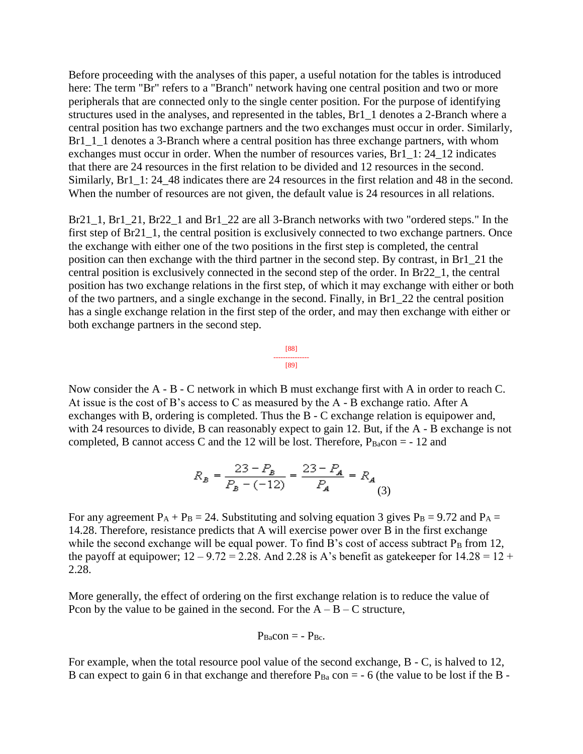Before proceeding with the analyses of this paper, a useful notation for the tables is introduced here: The term "Br" refers to a "Branch" network having one central position and two or more peripherals that are connected only to the single center position. For the purpose of identifying structures used in the analyses, and represented in the tables, Br1_1 denotes a 2-Branch where a central position has two exchange partners and the two exchanges must occur in order. Similarly, Br1_1_1 denotes a 3-Branch where a central position has three exchange partners, with whom exchanges must occur in order. When the number of resources varies, Br1_1: 24_12 indicates that there are 24 resources in the first relation to be divided and 12 resources in the second. Similarly, Br1_1: 24_48 indicates there are 24 resources in the first relation and 48 in the second. When the number of resources are not given, the default value is 24 resources in all relations.

Br21_1, Br1_21, Br22_1 and Br1_22 are all 3-Branch networks with two "ordered steps." In the first step of Br21_1, the central position is exclusively connected to two exchange partners. Once the exchange with either one of the two positions in the first step is completed, the central position can then exchange with the third partner in the second step. By contrast, in Br1_21 the central position is exclusively connected in the second step of the order. In Br22_1, the central position has two exchange relations in the first step, of which it may exchange with either or both of the two partners, and a single exchange in the second. Finally, in Br1_22 the central position has a single exchange relation in the first step of the order, and may then exchange with either or both exchange partners in the second step.

Now consider the A - B - C network in which B must exchange first with A in order to reach C. At issue is the cost of B's access to C as measured by the A - B exchange ratio. After A exchanges with B, ordering is completed. Thus the B - C exchange relation is equipower and, with 24 resources to divide, B can reasonably expect to gain 12. But, if the A - B exchange is not completed, B cannot access C and the 12 will be lost. Therefore, $P_{Ba}con = -12$ and

$$R_B = \frac{23 - P_B}{P_B - (-12)} = \frac{23 - P_A}{P_A} = R_A \qquad (3)$$

For any agreement $P_A + P_B = 24$. Substituting and solving equation 3 gives $P_B = 9.72$ and $P_A = 14.28$. Therefore, resistance predicts that A will exercise power over B in the first exchange while the second exchange will be equal power. To find B's cost of access subtract $P_B$ from 12, the payoff at equipower; $12 - 9.72 = 2.28$. And 2.28 is A's benefit as gatekeeper for $14.28 = 12 + 2.28$.

More generally, the effect of ordering on the first exchange relation is to reduce the value of Pcon by the value to be gained in the second. For the A – B – C structure,

$$P_{Ba}con = -P_{Bc}.$$

For example, when the total resource pool value of the second exchange, B - C, is halved to 12, B can expect to gain 6 in that exchange and therefore $P_{Ba}\,con = -6$ (the value to be lost if the B -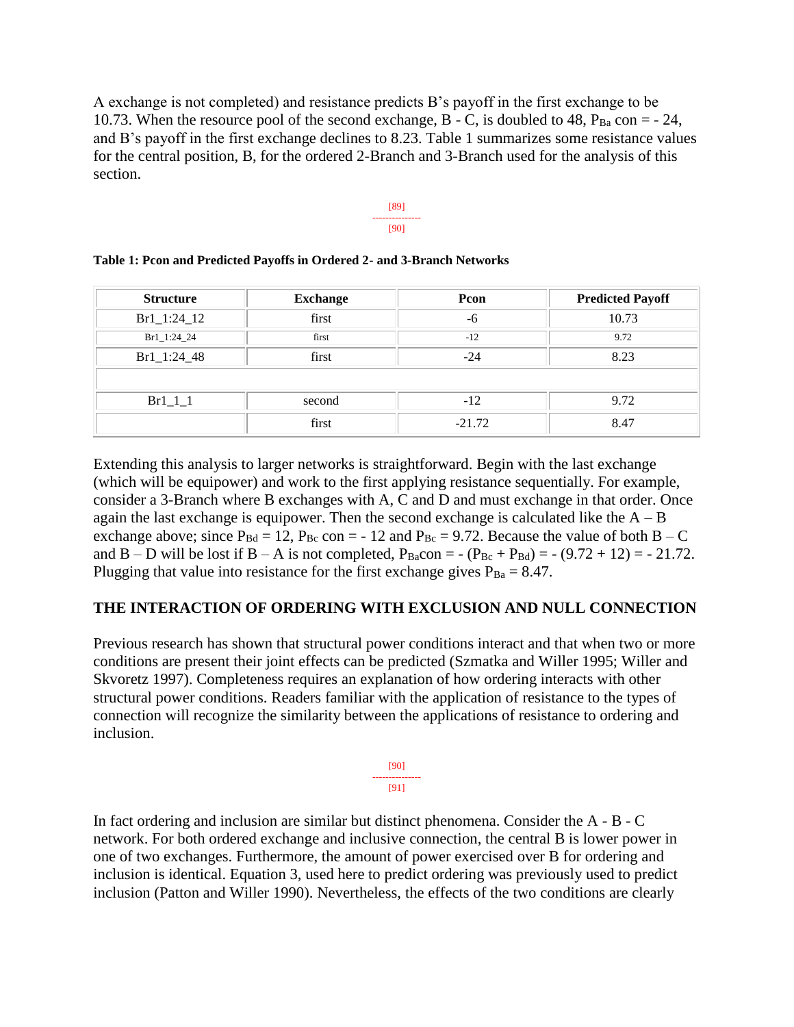A exchange is not completed) and resistance predicts B's payoff in the first exchange to be 10.73. When the resource pool of the second exchange, B - C, is doubled to 48, $P_{Ba}$ con = - 24, and B's payoff in the first exchange declines to 8.23. Table 1 summarizes some resistance values for the central position, B, for the ordered 2-Branch and 3-Branch used for the analysis of this section.

[89]
---------------
[90]

**Table 1: Pcon and Predicted Payoffs in Ordered 2- and 3-Branch Networks**

| Structure | Exchange | Pcon | Predicted Payoff |
|---|---|---|---|
| Br1_1:24_12 | first | -6 | 10.73 |
| Br1_1:24_24 | first | -12 | 9.72 |
| Br1_1:24_48 | first | -24 | 8.23 |
| | | | |
| Br1_1_1 | second | -12 | 9.72 |
| | first | -21.72 | 8.47 |

Extending this analysis to larger networks is straightforward. Begin with the last exchange (which will be equipower) and work to the first applying resistance sequentially. For example, consider a 3-Branch where B exchanges with A, C and D and must exchange in that order. Once again the last exchange is equipower. Then the second exchange is calculated like the A – B exchange above; since $P_{Bd} = 12$, $P_{Bc}$ con = - 12 and $P_{Bc} = 9.72$. Because the value of both B – C and B – D will be lost if B – A is not completed, $P_{Ba}\text{con} = -(P_{Bc} + P_{Bd}) = -(9.72 + 12) = -21.72$. Plugging that value into resistance for the first exchange gives $P_{Ba} = 8.47$.

## THE INTERACTION OF ORDERING WITH EXCLUSION AND NULL CONNECTION

Previous research has shown that structural power conditions interact and that when two or more conditions are present their joint effects can be predicted (Szmatka and Willer 1995; Willer and Skvoretz 1997). Completeness requires an explanation of how ordering interacts with other structural power conditions. Readers familiar with the application of resistance to the types of connection will recognize the similarity between the applications of resistance to ordering and inclusion.

[90]
---------------
[91]

In fact ordering and inclusion are similar but distinct phenomena. Consider the A - B - C network. For both ordered exchange and inclusive connection, the central B is lower power in one of two exchanges. Furthermore, the amount of power exercised over B for ordering and inclusion is identical. Equation 3, used here to predict ordering was previously used to predict inclusion (Patton and Willer 1990). Nevertheless, the effects of the two conditions are clearly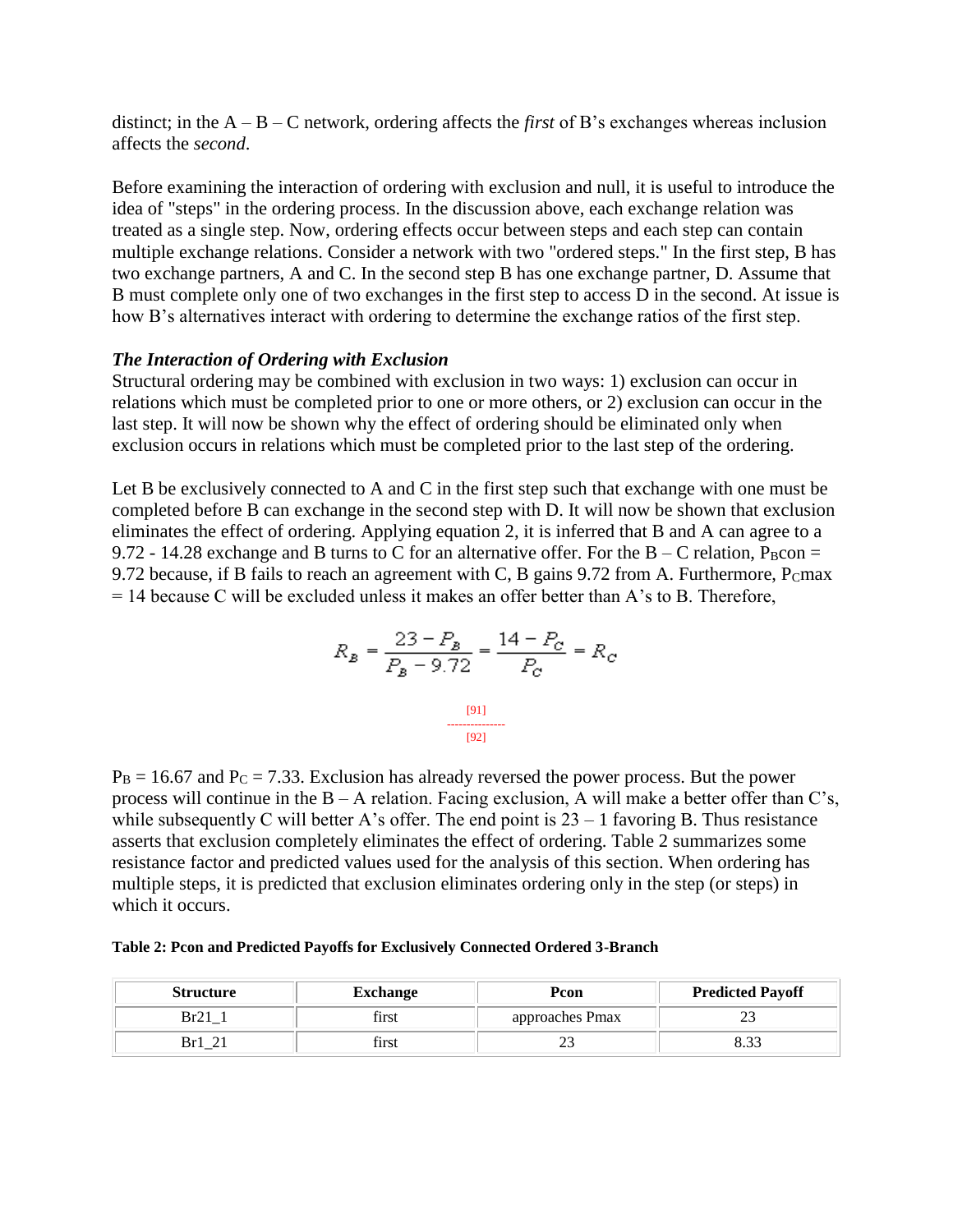distinct; in the A – B – C network, ordering affects the *first* of B's exchanges whereas inclusion affects the *second*.

Before examining the interaction of ordering with exclusion and null, it is useful to introduce the idea of "steps" in the ordering process. In the discussion above, each exchange relation was treated as a single step. Now, ordering effects occur between steps and each step can contain multiple exchange relations. Consider a network with two "ordered steps." In the first step, B has two exchange partners, A and C. In the second step B has one exchange partner, D. Assume that B must complete only one of two exchanges in the first step to access D in the second. At issue is how B's alternatives interact with ordering to determine the exchange ratios of the first step.

### *The Interaction of Ordering with Exclusion*

Structural ordering may be combined with exclusion in two ways: 1) exclusion can occur in relations which must be completed prior to one or more others, or 2) exclusion can occur in the last step. It will now be shown why the effect of ordering should be eliminated only when exclusion occurs in relations which must be completed prior to the last step of the ordering.

Let B be exclusively connected to A and C in the first step such that exchange with one must be completed before B can exchange in the second step with D. It will now be shown that exclusion eliminates the effect of ordering. Applying equation 2, it is inferred that B and A can agree to a 9.72 - 14.28 exchange and B turns to C for an alternative offer. For the B – C relation, $P_{B}con$ = 9.72 because, if B fails to reach an agreement with C, B gains 9.72 from A. Furthermore, $P_{C}max$ = 14 because C will be excluded unless it makes an offer better than A's to B. Therefore,

$$R_B = \frac{23 - P_B}{P_B - 9.72} = \frac{14 - P_C}{P_C} = R_C$$

[91]
---------------
[92]

$P_B$ = 16.67 and $P_C$ = 7.33. Exclusion has already reversed the power process. But the power process will continue in the B – A relation. Facing exclusion, A will make a better offer than C's, while subsequently C will better A's offer. The end point is 23 – 1 favoring B. Thus resistance asserts that exclusion completely eliminates the effect of ordering. Table 2 summarizes some resistance factor and predicted values used for the analysis of this section. When ordering has multiple steps, it is predicted that exclusion eliminates ordering only in the step (or steps) in which it occurs.

**Table 2: Pcon and Predicted Payoffs for Exclusively Connected Ordered 3-Branch**

| Structure | Exchange | Pcon | Predicted Payoff |
|---|---|---|---|
| Br21_1 | first | approaches Pmax | 23 |
| Br1_21 | first | 23 | 8.33 |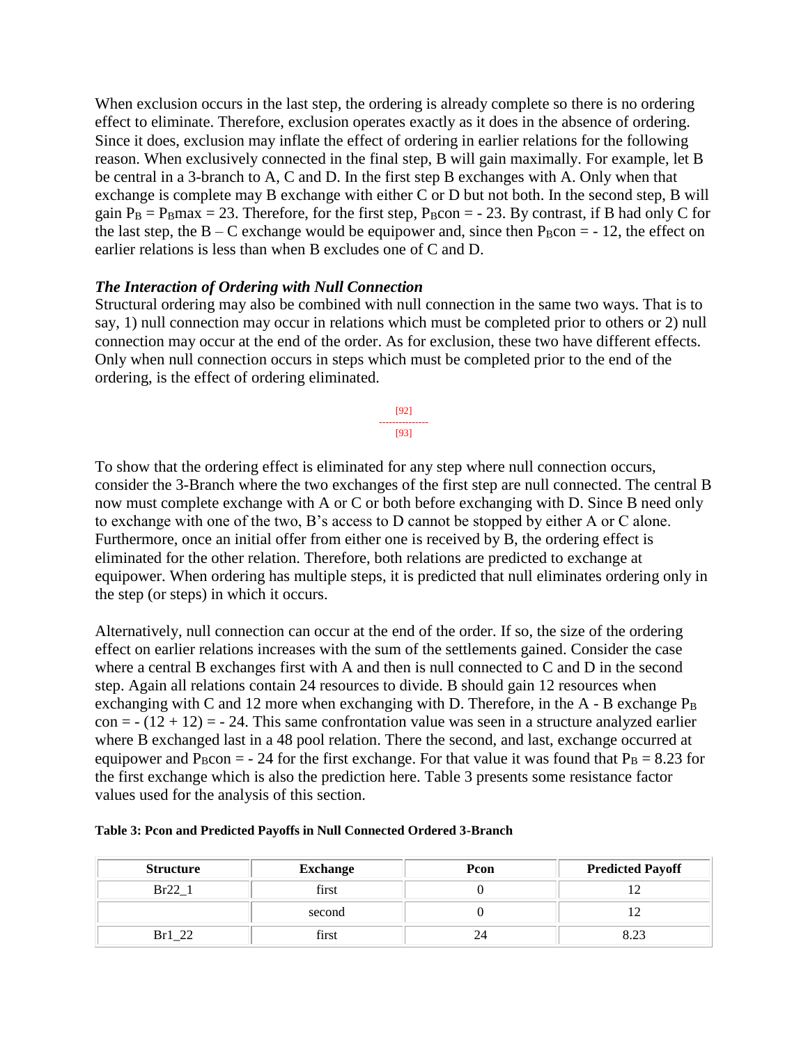When exclusion occurs in the last step, the ordering is already complete so there is no ordering effect to eliminate. Therefore, exclusion operates exactly as it does in the absence of ordering. Since it does, exclusion may inflate the effect of ordering in earlier relations for the following reason. When exclusively connected in the final step, B will gain maximally. For example, let B be central in a 3-branch to A, C and D. In the first step B exchanges with A. Only when that exchange is complete may B exchange with either C or D but not both. In the second step, B will gain $P_B = P_B\text{max} = 23$. Therefore, for the first step, $P_B\text{con} = -23$. By contrast, if B had only C for the last step, the B – C exchange would be equipower and, since then $P_B\text{con} = -12$, the effect on earlier relations is less than when B excludes one of C and D.

### *The Interaction of Ordering with Null Connection*

Structural ordering may also be combined with null connection in the same two ways. That is to say, 1) null connection may occur in relations which must be completed prior to others or 2) null connection may occur at the end of the order. As for exclusion, these two have different effects. Only when null connection occurs in steps which must be completed prior to the end of the ordering, is the effect of ordering eliminated.

[92]
---------------
[93]

To show that the ordering effect is eliminated for any step where null connection occurs, consider the 3-Branch where the two exchanges of the first step are null connected. The central B now must complete exchange with A or C or both before exchanging with D. Since B need only to exchange with one of the two, B's access to D cannot be stopped by either A or C alone. Furthermore, once an initial offer from either one is received by B, the ordering effect is eliminated for the other relation. Therefore, both relations are predicted to exchange at equipower. When ordering has multiple steps, it is predicted that null eliminates ordering only in the step (or steps) in which it occurs.

Alternatively, null connection can occur at the end of the order. If so, the size of the ordering effect on earlier relations increases with the sum of the settlements gained. Consider the case where a central B exchanges first with A and then is null connected to C and D in the second step. Again all relations contain 24 resources to divide. B should gain 12 resources when exchanging with C and 12 more when exchanging with D. Therefore, in the A - B exchange $P_B \text{ con} = -(12 + 12) = -24$. This same confrontation value was seen in a structure analyzed earlier where B exchanged last in a 48 pool relation. There the second, and last, exchange occurred at equipower and $P_B\text{con} = -24$ for the first exchange. For that value it was found that $P_B = 8.23$ for the first exchange which is also the prediction here. Table 3 presents some resistance factor values used for the analysis of this section.

**Table 3: Pcon and Predicted Payoffs in Null Connected Ordered 3-Branch**

| Structure | Exchange | Pcon | Predicted Payoff |
|---|---|---|---|
| Br22_1 | first | 0 | 12 |
| | second | 0 | 12 |
| Br1_22 | first | 24 | 8.23 |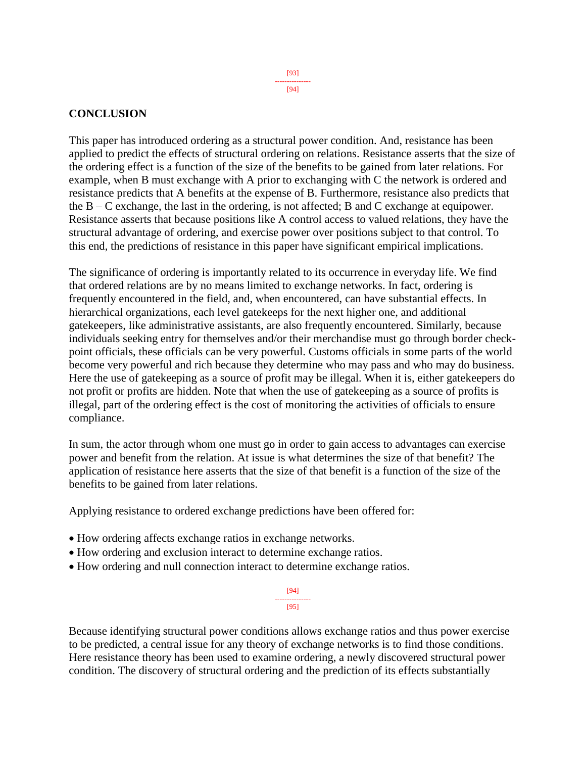## CONCLUSION

This paper has introduced ordering as a structural power condition. And, resistance has been applied to predict the effects of structural ordering on relations. Resistance asserts that the size of the ordering effect is a function of the size of the benefits to be gained from later relations. For example, when B must exchange with A prior to exchanging with C the network is ordered and resistance predicts that A benefits at the expense of B. Furthermore, resistance also predicts that the B – C exchange, the last in the ordering, is not affected; B and C exchange at equipower. Resistance asserts that because positions like A control access to valued relations, they have the structural advantage of ordering, and exercise power over positions subject to that control. To this end, the predictions of resistance in this paper have significant empirical implications.

The significance of ordering is importantly related to its occurrence in everyday life. We find that ordered relations are by no means limited to exchange networks. In fact, ordering is frequently encountered in the field, and, when encountered, can have substantial effects. In hierarchical organizations, each level gatekeeps for the next higher one, and additional gatekeepers, like administrative assistants, are also frequently encountered. Similarly, because individuals seeking entry for themselves and/or their merchandise must go through border check-point officials, these officials can be very powerful. Customs officials in some parts of the world become very powerful and rich because they determine who may pass and who may do business. Here the use of gatekeeping as a source of profit may be illegal. When it is, either gatekeepers do not profit or profits are hidden. Note that when the use of gatekeeping as a source of profits is illegal, part of the ordering effect is the cost of monitoring the activities of officials to ensure compliance.

In sum, the actor through whom one must go in order to gain access to advantages can exercise power and benefit from the relation. At issue is what determines the size of that benefit? The application of resistance here asserts that the size of that benefit is a function of the size of the benefits to be gained from later relations.

Applying resistance to ordered exchange predictions have been offered for:

- How ordering affects exchange ratios in exchange networks.
- How ordering and exclusion interact to determine exchange ratios.
- How ordering and null connection interact to determine exchange ratios.

Because identifying structural power conditions allows exchange ratios and thus power exercise to be predicted, a central issue for any theory of exchange networks is to find those conditions. Here resistance theory has been used to examine ordering, a newly discovered structural power condition. The discovery of structural ordering and the prediction of its effects substantially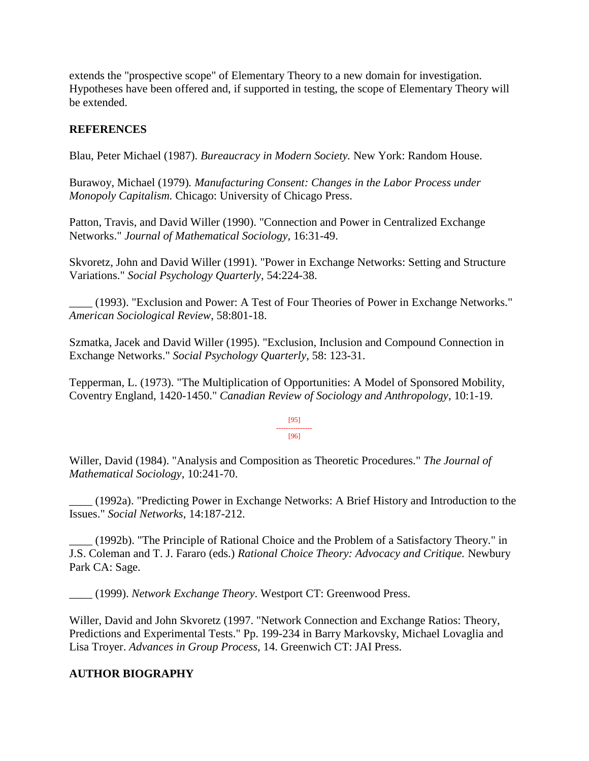extends the "prospective scope" of Elementary Theory to a new domain for investigation. Hypotheses have been offered and, if supported in testing, the scope of Elementary Theory will be extended.

## REFERENCES

Blau, Peter Michael (1987). *Bureaucracy in Modern Society.* New York: Random House.

Burawoy, Michael (1979). *Manufacturing Consent: Changes in the Labor Process under Monopoly Capitalism.* Chicago: University of Chicago Press.

Patton, Travis, and David Willer (1990). "Connection and Power in Centralized Exchange Networks." *Journal of Mathematical Sociology*, 16:31-49.

Skvoretz, John and David Willer (1991). "Power in Exchange Networks: Setting and Structure Variations." *Social Psychology Quarterly*, 54:224-38.

____ (1993). "Exclusion and Power: A Test of Four Theories of Power in Exchange Networks." *American Sociological Review*, 58:801-18.

Szmatka, Jacek and David Willer (1995). "Exclusion, Inclusion and Compound Connection in Exchange Networks." *Social Psychology Quarterly*, 58: 123-31.

Tepperman, L. (1973). "The Multiplication of Opportunities: A Model of Sponsored Mobility, Coventry England, 1420-1450." *Canadian Review of Sociology and Anthropology*, 10:1-19.

Willer, David (1984). "Analysis and Composition as Theoretic Procedures." *The Journal of Mathematical Sociology*, 10:241-70.

____ (1992a). "Predicting Power in Exchange Networks: A Brief History and Introduction to the Issues." *Social Networks*, 14:187-212.

____ (1992b). "The Principle of Rational Choice and the Problem of a Satisfactory Theory." in J.S. Coleman and T. J. Fararo (eds.) *Rational Choice Theory: Advocacy and Critique.* Newbury Park CA: Sage.

____ (1999). *Network Exchange Theory*. Westport CT: Greenwood Press.

Willer, David and John Skvoretz (1997. "Network Connection and Exchange Ratios: Theory, Predictions and Experimental Tests." Pp. 199-234 in Barry Markovsky, Michael Lovaglia and Lisa Troyer. *Advances in Group Process,* 14. Greenwich CT: JAI Press.

## AUTHOR BIOGRAPHY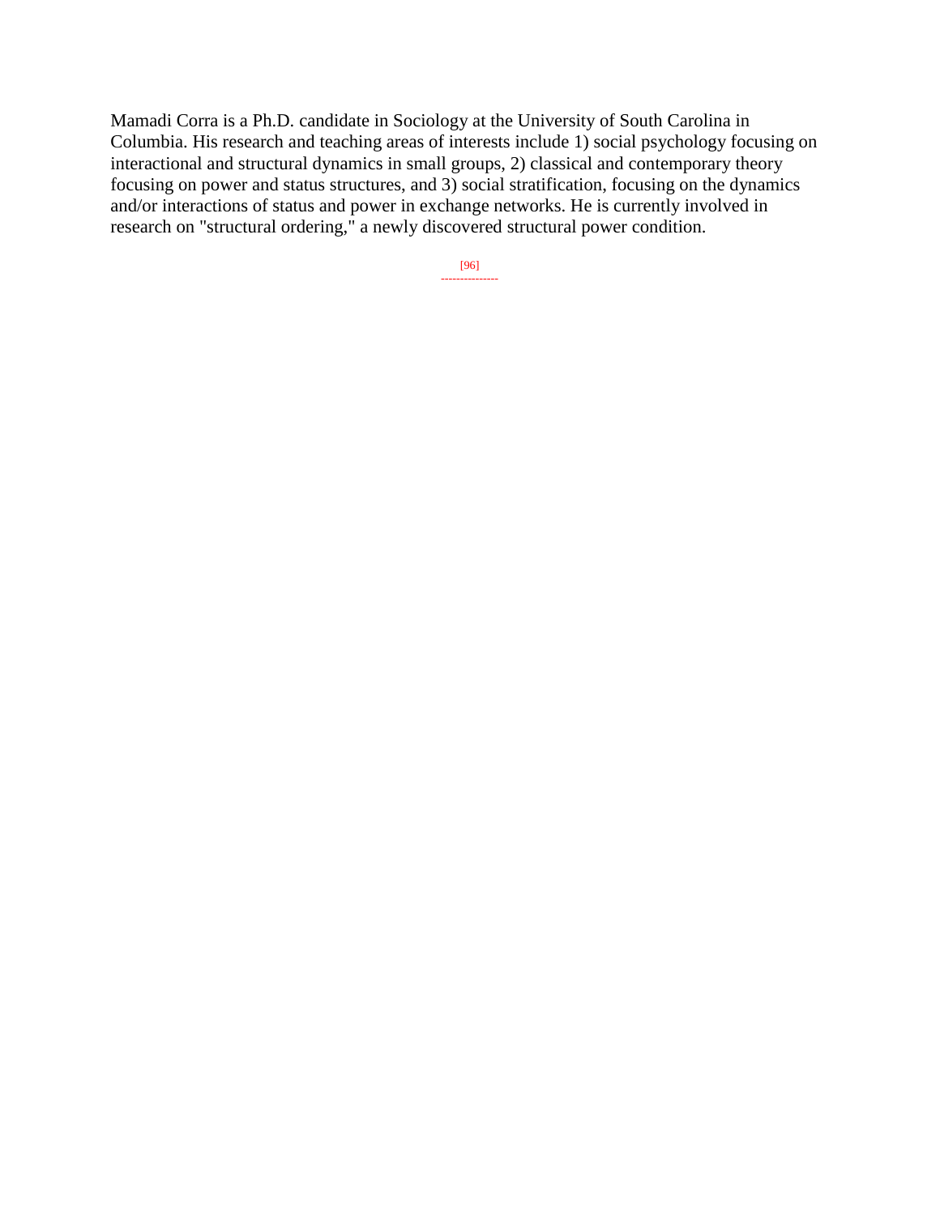Mamadi Corra is a Ph.D. candidate in Sociology at the University of South Carolina in Columbia. His research and teaching areas of interests include 1) social psychology focusing on interactional and structural dynamics in small groups, 2) classical and contemporary theory focusing on power and status structures, and 3) social stratification, focusing on the dynamics and/or interactions of status and power in exchange networks. He is currently involved in research on "structural ordering," a newly discovered structural power condition.